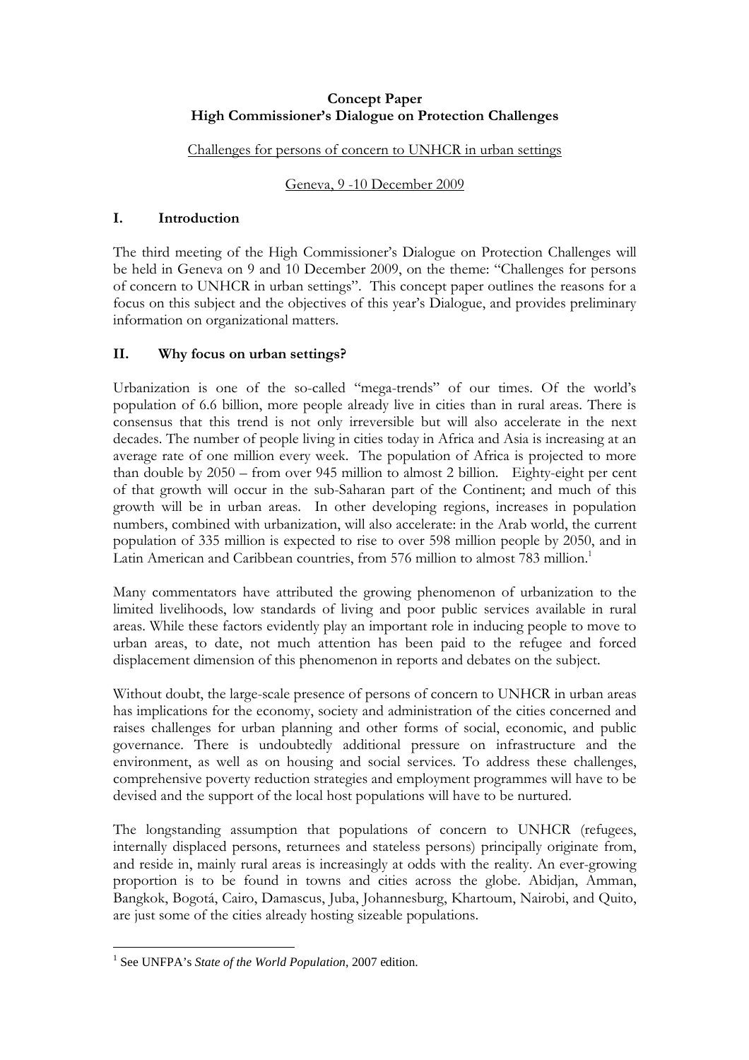**Concept Paper**
**High Commissioner's Dialogue on Protection Challenges**

Challenges for persons of concern to UNHCR in urban settings

Geneva, 9 -10 December 2009

## I. Introduction

The third meeting of the High Commissioner's Dialogue on Protection Challenges will be held in Geneva on 9 and 10 December 2009, on the theme: "Challenges for persons of concern to UNHCR in urban settings". This concept paper outlines the reasons for a focus on this subject and the objectives of this year's Dialogue, and provides preliminary information on organizational matters.

## II. Why focus on urban settings?

Urbanization is one of the so-called "mega-trends" of our times. Of the world's population of 6.6 billion, more people already live in cities than in rural areas. There is consensus that this trend is not only irreversible but will also accelerate in the next decades. The number of people living in cities today in Africa and Asia is increasing at an average rate of one million every week. The population of Africa is projected to more than double by 2050 – from over 945 million to almost 2 billion. Eighty-eight per cent of that growth will occur in the sub-Saharan part of the Continent; and much of this growth will be in urban areas. In other developing regions, increases in population numbers, combined with urbanization, will also accelerate: in the Arab world, the current population of 335 million is expected to rise to over 598 million people by 2050, and in Latin American and Caribbean countries, from 576 million to almost 783 million.[1]

Many commentators have attributed the growing phenomenon of urbanization to the limited livelihoods, low standards of living and poor public services available in rural areas. While these factors evidently play an important role in inducing people to move to urban areas, to date, not much attention has been paid to the refugee and forced displacement dimension of this phenomenon in reports and debates on the subject.

Without doubt, the large-scale presence of persons of concern to UNHCR in urban areas has implications for the economy, society and administration of the cities concerned and raises challenges for urban planning and other forms of social, economic, and public governance. There is undoubtedly additional pressure on infrastructure and the environment, as well as on housing and social services. To address these challenges, comprehensive poverty reduction strategies and employment programmes will have to be devised and the support of the local host populations will have to be nurtured.

The longstanding assumption that populations of concern to UNHCR (refugees, internally displaced persons, returnees and stateless persons) principally originate from, and reside in, mainly rural areas is increasingly at odds with the reality. An ever-growing proportion is to be found in towns and cities across the globe. Abidjan, Amman, Bangkok, Bogotá, Cairo, Damascus, Juba, Johannesburg, Khartoum, Nairobi, and Quito, are just some of the cities already hosting sizeable populations.

---

[1] See UNFPA's *State of the World Population,* 2007 edition.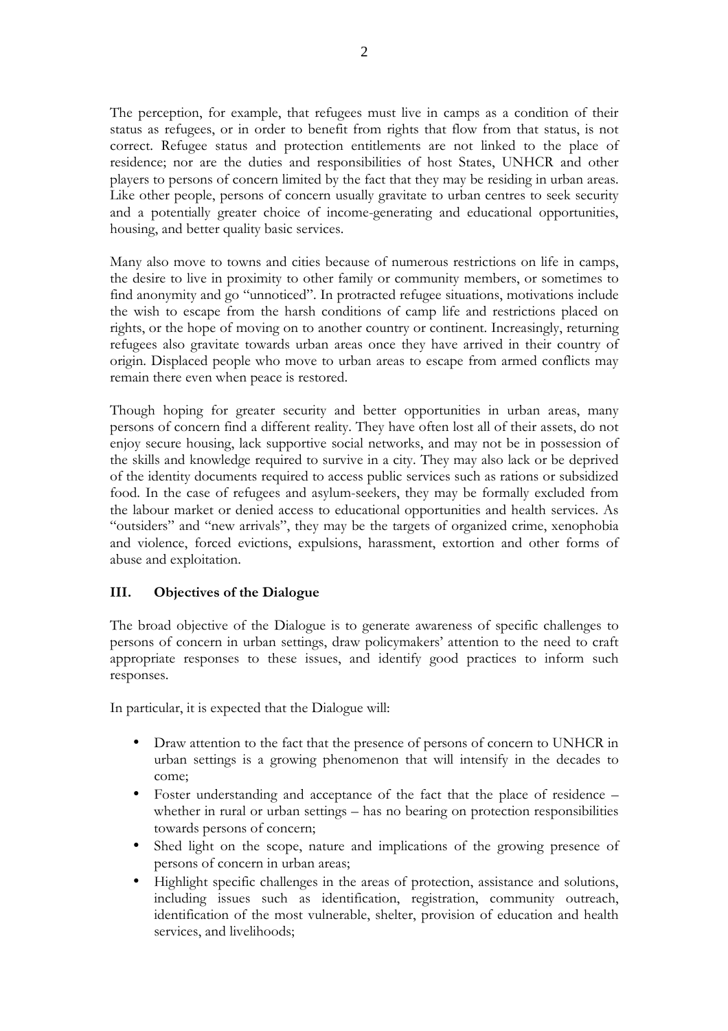The perception, for example, that refugees must live in camps as a condition of their status as refugees, or in order to benefit from rights that flow from that status, is not correct. Refugee status and protection entitlements are not linked to the place of residence; nor are the duties and responsibilities of host States, UNHCR and other players to persons of concern limited by the fact that they may be residing in urban areas. Like other people, persons of concern usually gravitate to urban centres to seek security and a potentially greater choice of income-generating and educational opportunities, housing, and better quality basic services.

Many also move to towns and cities because of numerous restrictions on life in camps, the desire to live in proximity to other family or community members, or sometimes to find anonymity and go "unnoticed". In protracted refugee situations, motivations include the wish to escape from the harsh conditions of camp life and restrictions placed on rights, or the hope of moving on to another country or continent. Increasingly, returning refugees also gravitate towards urban areas once they have arrived in their country of origin. Displaced people who move to urban areas to escape from armed conflicts may remain there even when peace is restored.

Though hoping for greater security and better opportunities in urban areas, many persons of concern find a different reality. They have often lost all of their assets, do not enjoy secure housing, lack supportive social networks, and may not be in possession of the skills and knowledge required to survive in a city. They may also lack or be deprived of the identity documents required to access public services such as rations or subsidized food. In the case of refugees and asylum-seekers, they may be formally excluded from the labour market or denied access to educational opportunities and health services. As "outsiders" and "new arrivals", they may be the targets of organized crime, xenophobia and violence, forced evictions, expulsions, harassment, extortion and other forms of abuse and exploitation.

## III. Objectives of the Dialogue

The broad objective of the Dialogue is to generate awareness of specific challenges to persons of concern in urban settings, draw policymakers' attention to the need to craft appropriate responses to these issues, and identify good practices to inform such responses.

In particular, it is expected that the Dialogue will:

- Draw attention to the fact that the presence of persons of concern to UNHCR in urban settings is a growing phenomenon that will intensify in the decades to come;
- Foster understanding and acceptance of the fact that the place of residence – whether in rural or urban settings – has no bearing on protection responsibilities towards persons of concern;
- Shed light on the scope, nature and implications of the growing presence of persons of concern in urban areas;
- Highlight specific challenges in the areas of protection, assistance and solutions, including issues such as identification, registration, community outreach, identification of the most vulnerable, shelter, provision of education and health services, and livelihoods;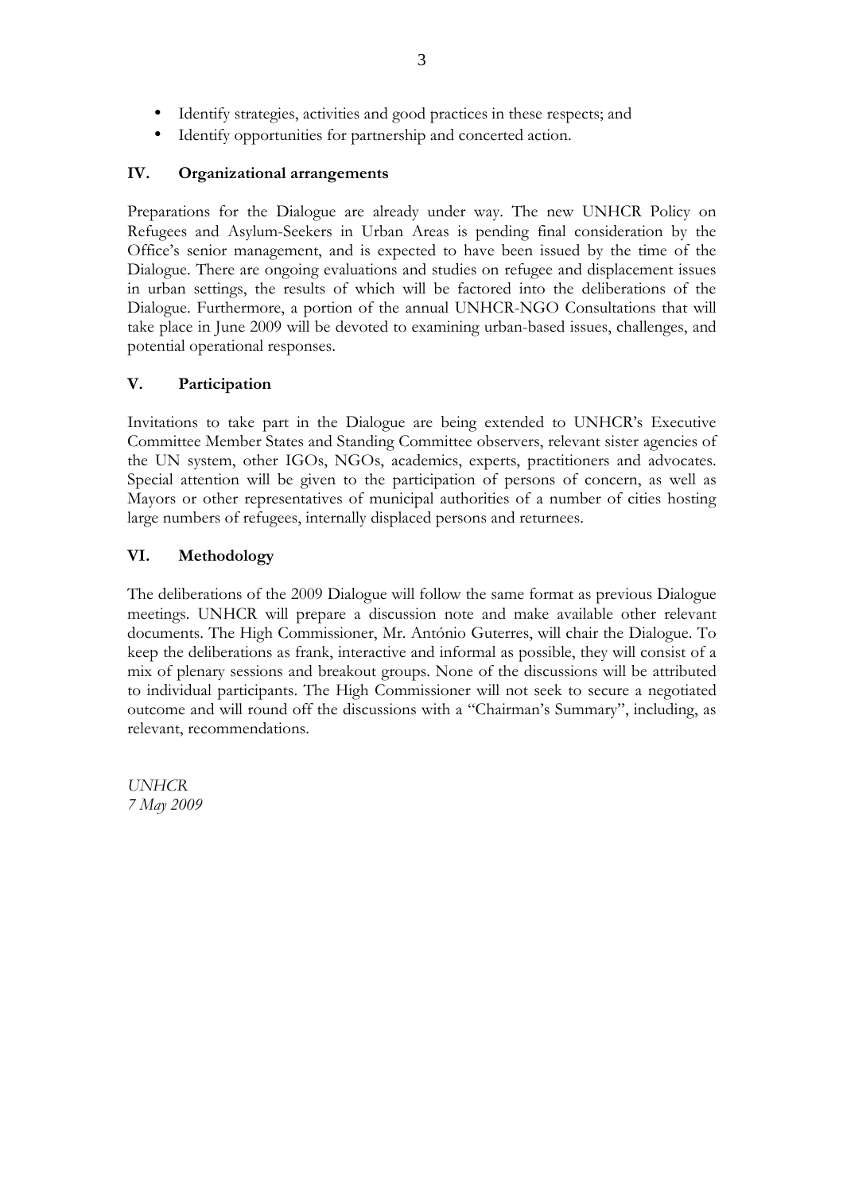- Identify strategies, activities and good practices in these respects; and
- Identify opportunities for partnership and concerted action.

## IV. Organizational arrangements

Preparations for the Dialogue are already under way. The new UNHCR Policy on Refugees and Asylum-Seekers in Urban Areas is pending final consideration by the Office's senior management, and is expected to have been issued by the time of the Dialogue. There are ongoing evaluations and studies on refugee and displacement issues in urban settings, the results of which will be factored into the deliberations of the Dialogue. Furthermore, a portion of the annual UNHCR-NGO Consultations that will take place in June 2009 will be devoted to examining urban-based issues, challenges, and potential operational responses.

## V. Participation

Invitations to take part in the Dialogue are being extended to UNHCR's Executive Committee Member States and Standing Committee observers, relevant sister agencies of the UN system, other IGOs, NGOs, academics, experts, practitioners and advocates. Special attention will be given to the participation of persons of concern, as well as Mayors or other representatives of municipal authorities of a number of cities hosting large numbers of refugees, internally displaced persons and returnees.

## VI. Methodology

The deliberations of the 2009 Dialogue will follow the same format as previous Dialogue meetings. UNHCR will prepare a discussion note and make available other relevant documents. The High Commissioner, Mr. António Guterres, will chair the Dialogue. To keep the deliberations as frank, interactive and informal as possible, they will consist of a mix of plenary sessions and breakout groups. None of the discussions will be attributed to individual participants. The High Commissioner will not seek to secure a negotiated outcome and will round off the discussions with a "Chairman's Summary", including, as relevant, recommendations.

*UNHCR*
*7 May 2009*